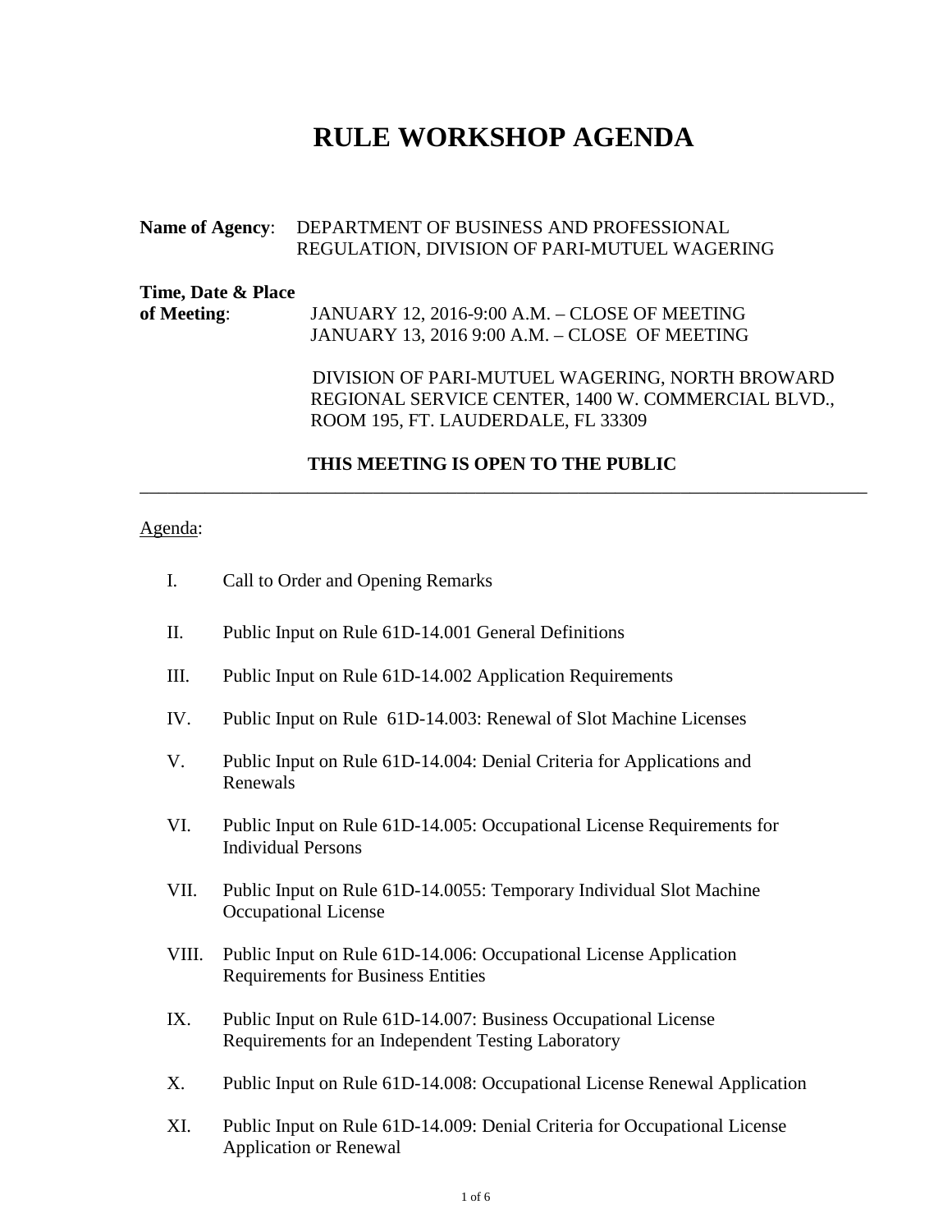# RULE WORKSHOP AGENDA

**Name of Agency**: DEPARTMENT OF BUSINESS AND PROFESSIONAL REGULATION, DIVISION OF PARI-MUTUEL WAGERING

**Time, Date & Place of Meeting**: JANUARY 12, 2016-9:00 A.M. – CLOSE OF MEETING
JANUARY 13, 2016 9:00 A.M. – CLOSE OF MEETING

DIVISION OF PARI-MUTUEL WAGERING, NORTH BROWARD REGIONAL SERVICE CENTER, 1400 W. COMMERCIAL BLVD., ROOM 195, FT. LAUDERDALE, FL 33309

**THIS MEETING IS OPEN TO THE PUBLIC**

---

Agenda:

I. Call to Order and Opening Remarks

II. Public Input on Rule 61D-14.001 General Definitions

III. Public Input on Rule 61D-14.002 Application Requirements

IV. Public Input on Rule 61D-14.003: Renewal of Slot Machine Licenses

V. Public Input on Rule 61D-14.004: Denial Criteria for Applications and Renewals

VI. Public Input on Rule 61D-14.005: Occupational License Requirements for Individual Persons

VII. Public Input on Rule 61D-14.0055: Temporary Individual Slot Machine Occupational License

VIII. Public Input on Rule 61D-14.006: Occupational License Application Requirements for Business Entities

IX. Public Input on Rule 61D-14.007: Business Occupational License Requirements for an Independent Testing Laboratory

X. Public Input on Rule 61D-14.008: Occupational License Renewal Application

XI. Public Input on Rule 61D-14.009: Denial Criteria for Occupational License Application or Renewal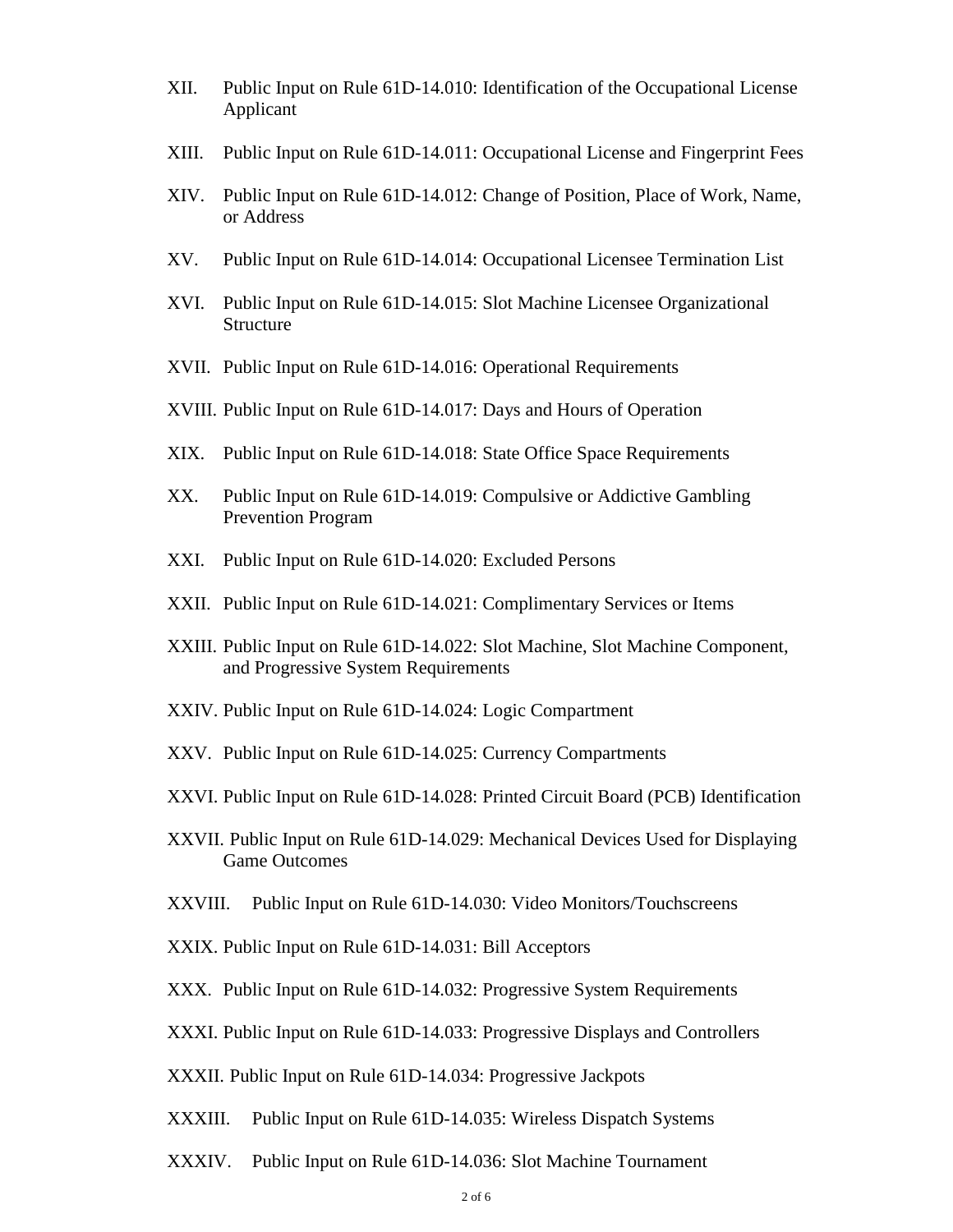XII. Public Input on Rule 61D-14.010: Identification of the Occupational License Applicant

XIII. Public Input on Rule 61D-14.011: Occupational License and Fingerprint Fees

XIV. Public Input on Rule 61D-14.012: Change of Position, Place of Work, Name, or Address

XV. Public Input on Rule 61D-14.014: Occupational Licensee Termination List

XVI. Public Input on Rule 61D-14.015: Slot Machine Licensee Organizational Structure

XVII. Public Input on Rule 61D-14.016: Operational Requirements

XVIII. Public Input on Rule 61D-14.017: Days and Hours of Operation

XIX. Public Input on Rule 61D-14.018: State Office Space Requirements

XX. Public Input on Rule 61D-14.019: Compulsive or Addictive Gambling Prevention Program

XXI. Public Input on Rule 61D-14.020: Excluded Persons

XXII. Public Input on Rule 61D-14.021: Complimentary Services or Items

XXIII. Public Input on Rule 61D-14.022: Slot Machine, Slot Machine Component, and Progressive System Requirements

XXIV. Public Input on Rule 61D-14.024: Logic Compartment

XXV. Public Input on Rule 61D-14.025: Currency Compartments

XXVI. Public Input on Rule 61D-14.028: Printed Circuit Board (PCB) Identification

XXVII. Public Input on Rule 61D-14.029: Mechanical Devices Used for Displaying Game Outcomes

XXVIII. Public Input on Rule 61D-14.030: Video Monitors/Touchscreens

XXIX. Public Input on Rule 61D-14.031: Bill Acceptors

XXX. Public Input on Rule 61D-14.032: Progressive System Requirements

XXXI. Public Input on Rule 61D-14.033: Progressive Displays and Controllers

XXXII. Public Input on Rule 61D-14.034: Progressive Jackpots

XXXIII. Public Input on Rule 61D-14.035: Wireless Dispatch Systems

XXXIV. Public Input on Rule 61D-14.036: Slot Machine Tournament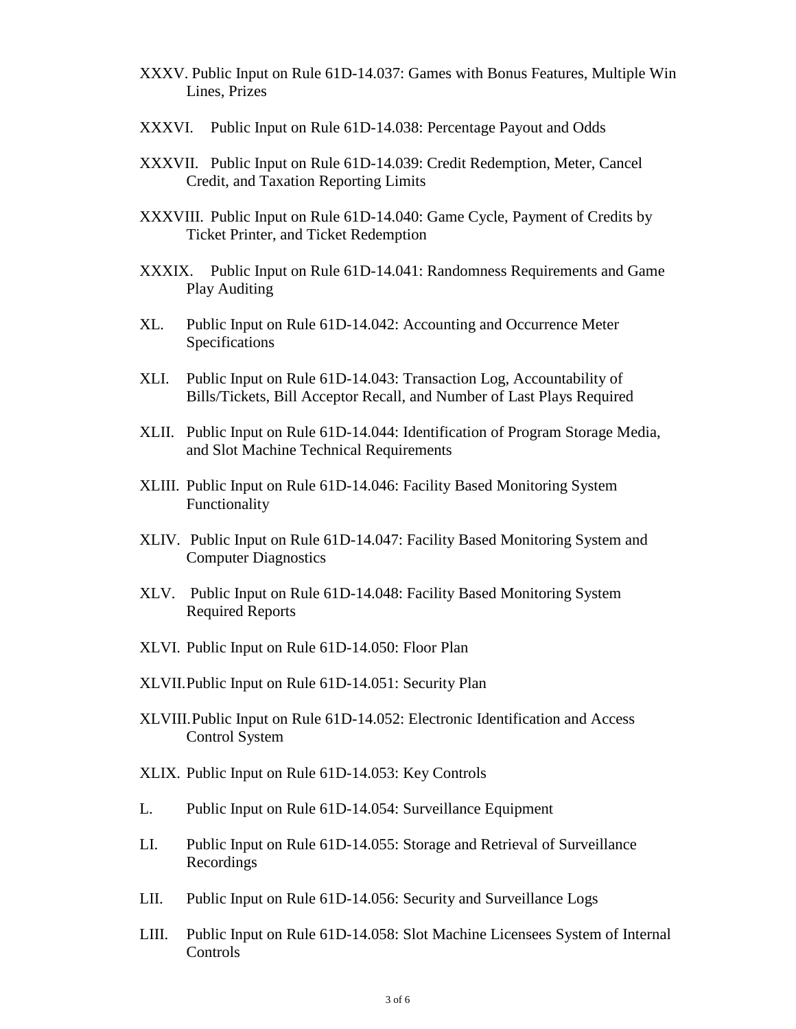XXXV. Public Input on Rule 61D-14.037: Games with Bonus Features, Multiple Win Lines, Prizes

XXXVI. Public Input on Rule 61D-14.038: Percentage Payout and Odds

XXXVII. Public Input on Rule 61D-14.039: Credit Redemption, Meter, Cancel Credit, and Taxation Reporting Limits

XXXVIII. Public Input on Rule 61D-14.040: Game Cycle, Payment of Credits by Ticket Printer, and Ticket Redemption

XXXIX. Public Input on Rule 61D-14.041: Randomness Requirements and Game Play Auditing

XL. Public Input on Rule 61D-14.042: Accounting and Occurrence Meter Specifications

XLI. Public Input on Rule 61D-14.043: Transaction Log, Accountability of Bills/Tickets, Bill Acceptor Recall, and Number of Last Plays Required

XLII. Public Input on Rule 61D-14.044: Identification of Program Storage Media, and Slot Machine Technical Requirements

XLIII. Public Input on Rule 61D-14.046: Facility Based Monitoring System Functionality

XLIV. Public Input on Rule 61D-14.047: Facility Based Monitoring System and Computer Diagnostics

XLV. Public Input on Rule 61D-14.048: Facility Based Monitoring System Required Reports

XLVI. Public Input on Rule 61D-14.050: Floor Plan

XLVII. Public Input on Rule 61D-14.051: Security Plan

XLVIII. Public Input on Rule 61D-14.052: Electronic Identification and Access Control System

XLIX. Public Input on Rule 61D-14.053: Key Controls

L. Public Input on Rule 61D-14.054: Surveillance Equipment

LI. Public Input on Rule 61D-14.055: Storage and Retrieval of Surveillance Recordings

LII. Public Input on Rule 61D-14.056: Security and Surveillance Logs

LIII. Public Input on Rule 61D-14.058: Slot Machine Licensees System of Internal Controls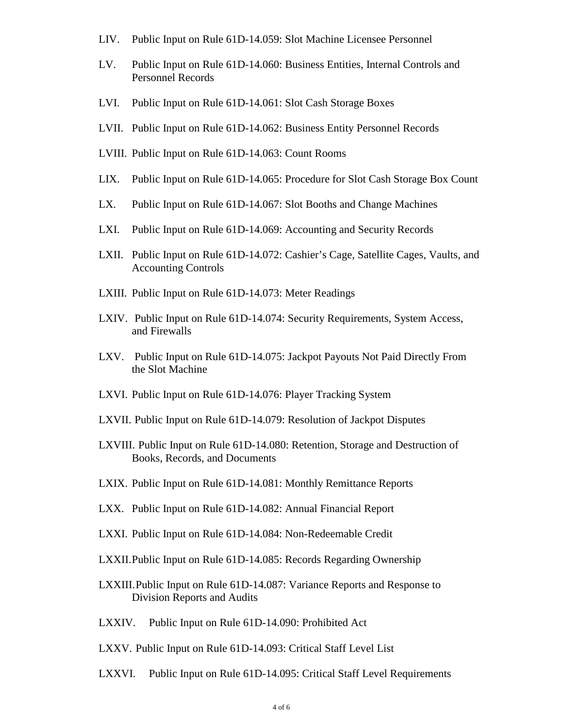LIV. Public Input on Rule 61D-14.059: Slot Machine Licensee Personnel

LV. Public Input on Rule 61D-14.060: Business Entities, Internal Controls and Personnel Records

LVI. Public Input on Rule 61D-14.061: Slot Cash Storage Boxes

LVII. Public Input on Rule 61D-14.062: Business Entity Personnel Records

LVIII. Public Input on Rule 61D-14.063: Count Rooms

LIX. Public Input on Rule 61D-14.065: Procedure for Slot Cash Storage Box Count

LX. Public Input on Rule 61D-14.067: Slot Booths and Change Machines

LXI. Public Input on Rule 61D-14.069: Accounting and Security Records

LXII. Public Input on Rule 61D-14.072: Cashier's Cage, Satellite Cages, Vaults, and Accounting Controls

LXIII. Public Input on Rule 61D-14.073: Meter Readings

LXIV. Public Input on Rule 61D-14.074: Security Requirements, System Access, and Firewalls

LXV. Public Input on Rule 61D-14.075: Jackpot Payouts Not Paid Directly From the Slot Machine

LXVI. Public Input on Rule 61D-14.076: Player Tracking System

LXVII. Public Input on Rule 61D-14.079: Resolution of Jackpot Disputes

LXVIII. Public Input on Rule 61D-14.080: Retention, Storage and Destruction of Books, Records, and Documents

LXIX. Public Input on Rule 61D-14.081: Monthly Remittance Reports

LXX. Public Input on Rule 61D-14.082: Annual Financial Report

LXXI. Public Input on Rule 61D-14.084: Non-Redeemable Credit

LXXII. Public Input on Rule 61D-14.085: Records Regarding Ownership

LXXIII. Public Input on Rule 61D-14.087: Variance Reports and Response to Division Reports and Audits

LXXIV. Public Input on Rule 61D-14.090: Prohibited Act

LXXV. Public Input on Rule 61D-14.093: Critical Staff Level List

LXXVI. Public Input on Rule 61D-14.095: Critical Staff Level Requirements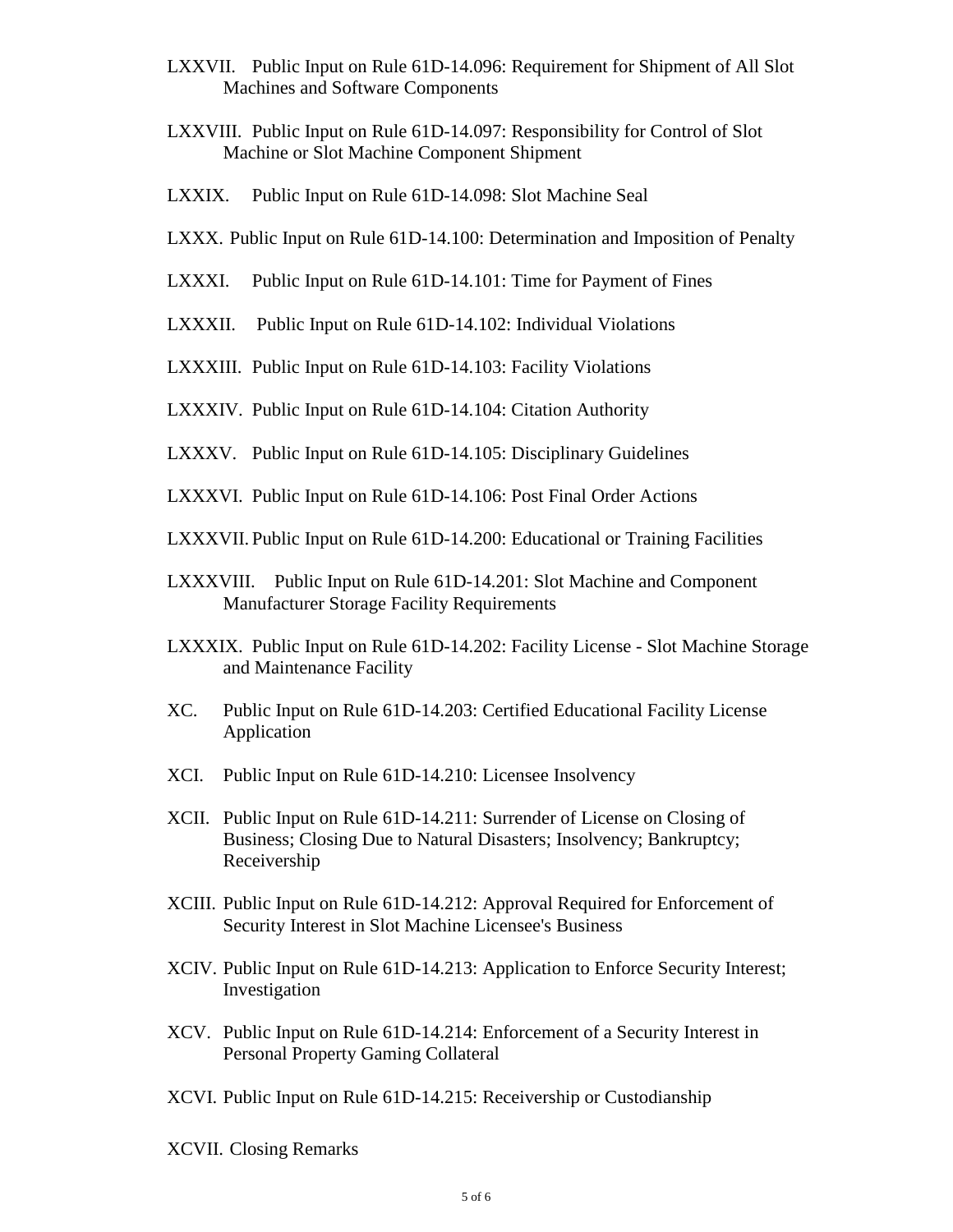LXXVII. Public Input on Rule 61D-14.096: Requirement for Shipment of All Slot Machines and Software Components

LXXVIII. Public Input on Rule 61D-14.097: Responsibility for Control of Slot Machine or Slot Machine Component Shipment

LXXIX. Public Input on Rule 61D-14.098: Slot Machine Seal

LXXX. Public Input on Rule 61D-14.100: Determination and Imposition of Penalty

LXXXI. Public Input on Rule 61D-14.101: Time for Payment of Fines

LXXXII. Public Input on Rule 61D-14.102: Individual Violations

LXXXIII. Public Input on Rule 61D-14.103: Facility Violations

LXXXIV. Public Input on Rule 61D-14.104: Citation Authority

LXXXV. Public Input on Rule 61D-14.105: Disciplinary Guidelines

LXXXVI. Public Input on Rule 61D-14.106: Post Final Order Actions

LXXXVII. Public Input on Rule 61D-14.200: Educational or Training Facilities

LXXXVIII. Public Input on Rule 61D-14.201: Slot Machine and Component Manufacturer Storage Facility Requirements

LXXXIX. Public Input on Rule 61D-14.202: Facility License - Slot Machine Storage and Maintenance Facility

XC. Public Input on Rule 61D-14.203: Certified Educational Facility License Application

XCI. Public Input on Rule 61D-14.210: Licensee Insolvency

XCII. Public Input on Rule 61D-14.211: Surrender of License on Closing of Business; Closing Due to Natural Disasters; Insolvency; Bankruptcy; Receivership

XCIII. Public Input on Rule 61D-14.212: Approval Required for Enforcement of Security Interest in Slot Machine Licensee's Business

XCIV. Public Input on Rule 61D-14.213: Application to Enforce Security Interest; Investigation

XCV. Public Input on Rule 61D-14.214: Enforcement of a Security Interest in Personal Property Gaming Collateral

XCVI. Public Input on Rule 61D-14.215: Receivership or Custodianship

XCVII. Closing Remarks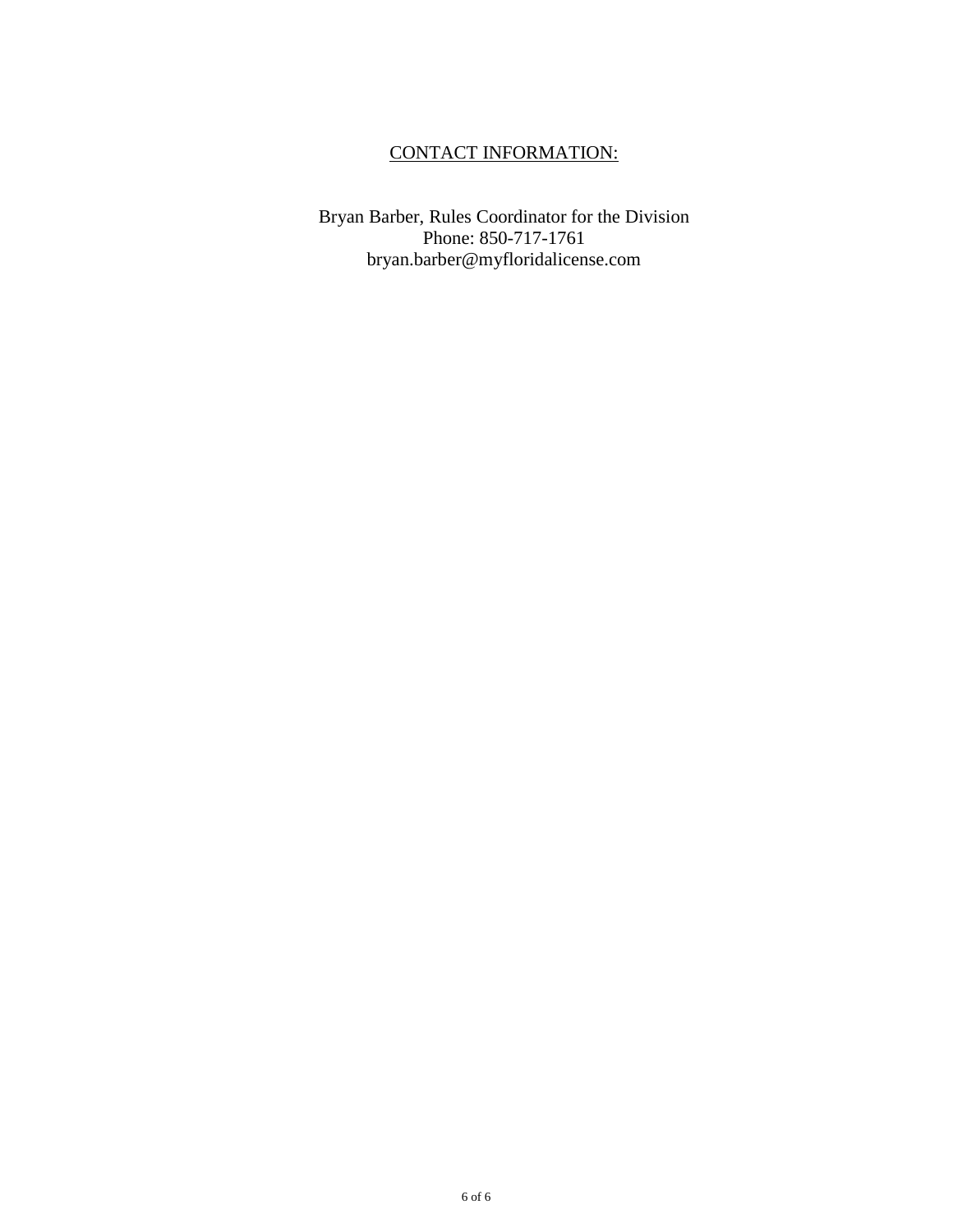CONTACT INFORMATION:

Bryan Barber, Rules Coordinator for the Division
Phone: 850-717-1761
bryan.barber@myfloridalicense.com